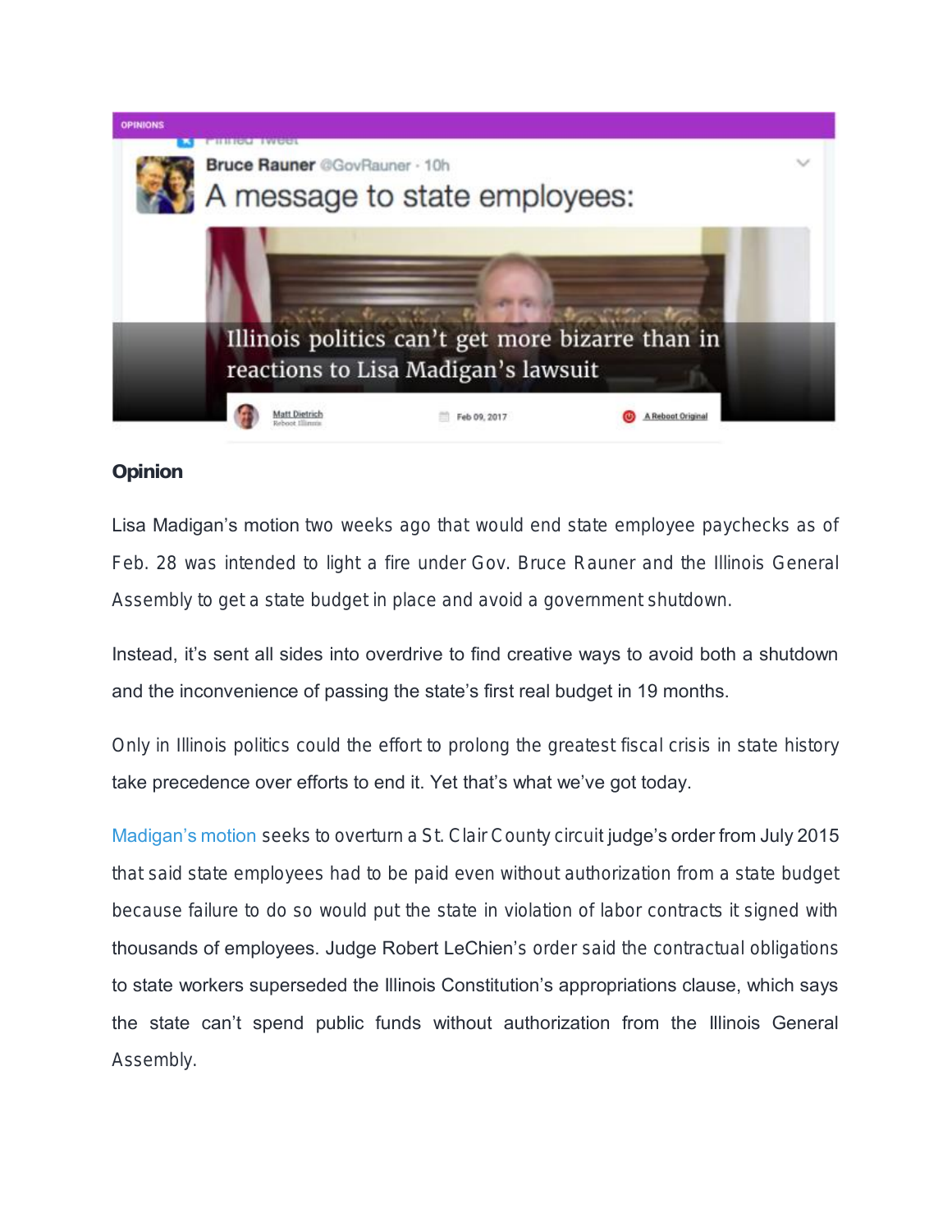OPINIONS

Bruce Rauner @GovRauner · 10h

A message to state employees:

# Illinois politics can't get more bizarre than in reactions to Lisa Madigan's lawsuit

Matt Dietrich
Reboot Illinois

Feb 09, 2017

A Reboot Original

**Opinion**

Lisa Madigan's motion two weeks ago that would end state employee paychecks as of Feb. 28 was intended to light a fire under Gov. Bruce Rauner and the Illinois General Assembly to get a state budget in place and avoid a government shutdown.

Instead, it's sent all sides into overdrive to find creative ways to avoid both a shutdown and the inconvenience of passing the state's first real budget in 19 months.

Only in Illinois politics could the effort to prolong the greatest fiscal crisis in state history take precedence over efforts to end it. Yet that's what we've got today.

Madigan's motion seeks to overturn a St. Clair County circuit judge's order from July 2015 that said state employees had to be paid even without authorization from a state budget because failure to do so would put the state in violation of labor contracts it signed with thousands of employees. Judge Robert LeChien's order said the contractual obligations to state workers superseded the Illinois Constitution's appropriations clause, which says the state can't spend public funds without authorization from the Illinois General Assembly.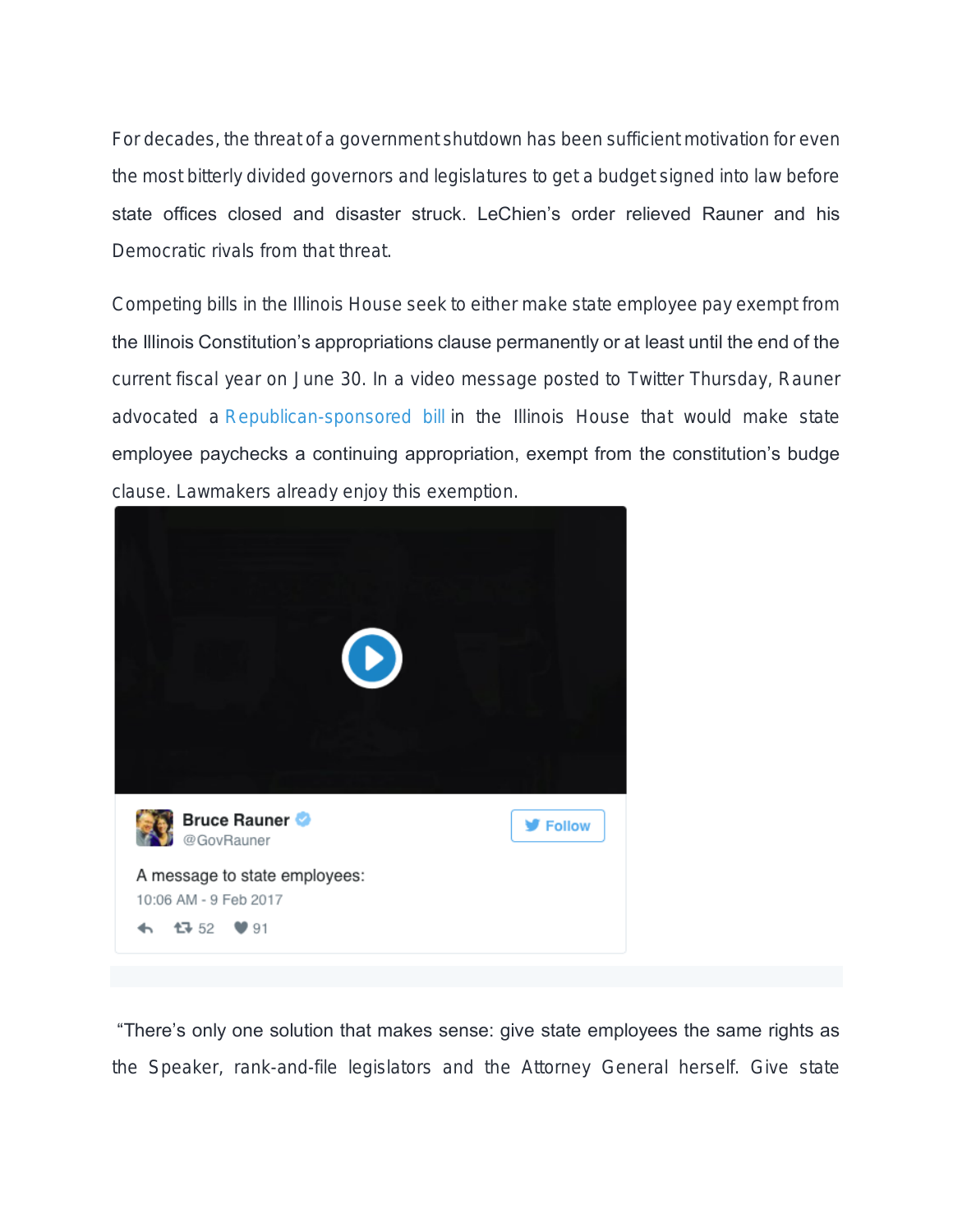For decades, the threat of a government shutdown has been sufficient motivation for even the most bitterly divided governors and legislatures to get a budget signed into law before state offices closed and disaster struck. LeChien's order relieved Rauner and his Democratic rivals from that threat.

Competing bills in the Illinois House seek to either make state employee pay exempt from the Illinois Constitution's appropriations clause permanently or at least until the end of the current fiscal year on June 30. In a video message posted to Twitter Thursday, Rauner advocated a Republican-sponsored bill in the Illinois House that would make state employee paychecks a continuing appropriation, exempt from the constitution's budge clause. Lawmakers already enjoy this exemption.

Bruce Rauner
@GovRauner

Follow

A message to state employees:

10:06 AM - 9 Feb 2017

52 91

"There's only one solution that makes sense: give state employees the same rights as the Speaker, rank-and-file legislators and the Attorney General herself. Give state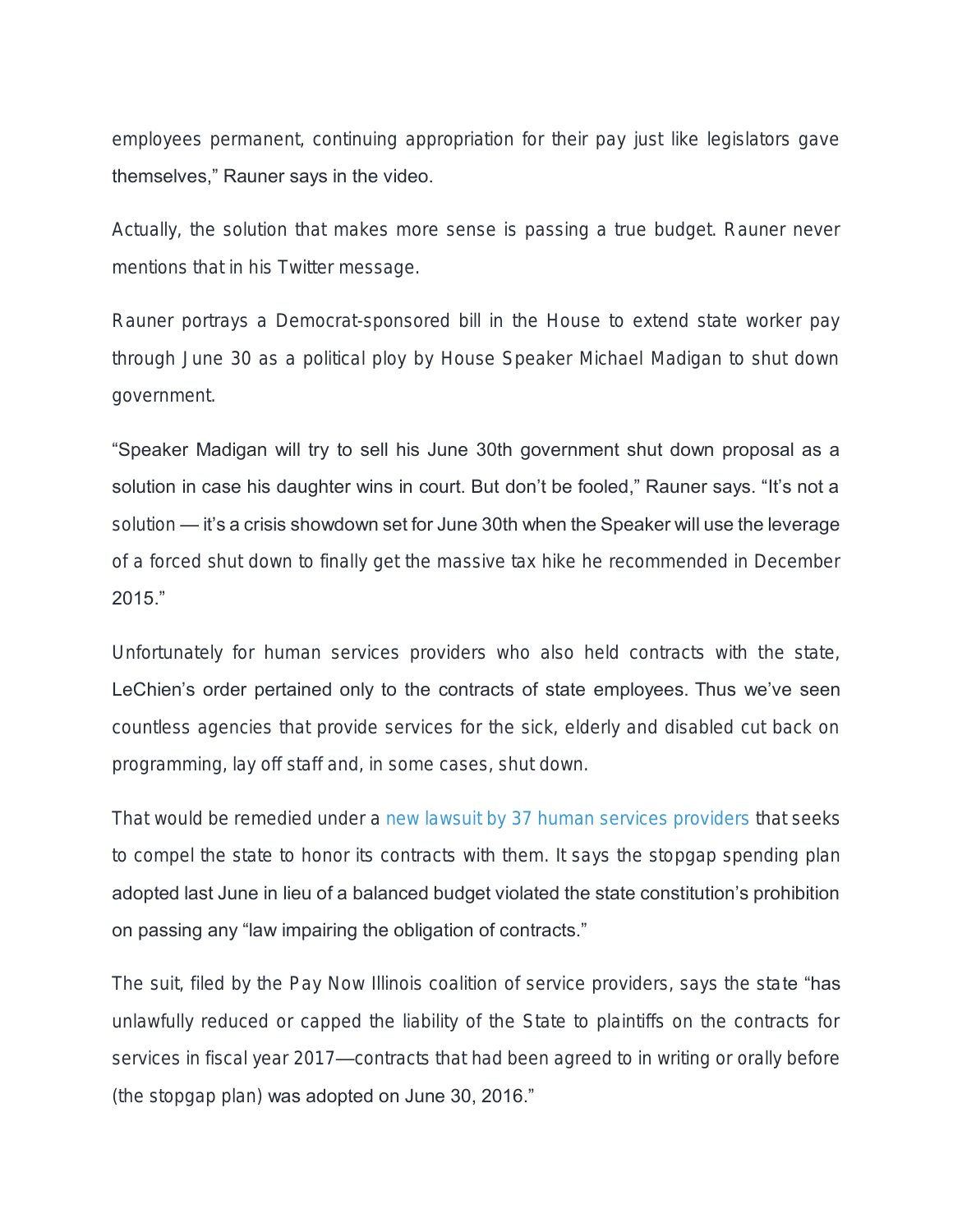employees permanent, continuing appropriation for their pay just like legislators gave themselves," Rauner says in the video.

Actually, the solution that makes more sense is passing a true budget. Rauner never mentions that in his Twitter message.

Rauner portrays a Democrat-sponsored bill in the House to extend state worker pay through June 30 as a political ploy by House Speaker Michael Madigan to shut down government.

"Speaker Madigan will try to sell his June 30th government shut down proposal as a solution in case his daughter wins in court. But don't be fooled," Rauner says. "It's not a solution — it's a crisis showdown set for June 30th when the Speaker will use the leverage of a forced shut down to finally get the massive tax hike he recommended in December 2015."

Unfortunately for human services providers who also held contracts with the state, LeChien's order pertained only to the contracts of state employees. Thus we've seen countless agencies that provide services for the sick, elderly and disabled cut back on programming, lay off staff and, in some cases, shut down.

That would be remedied under a new lawsuit by 37 human services providers that seeks to compel the state to honor its contracts with them. It says the stopgap spending plan adopted last June in lieu of a balanced budget violated the state constitution's prohibition on passing any "law impairing the obligation of contracts."

The suit, filed by the Pay Now Illinois coalition of service providers, says the state "has unlawfully reduced or capped the liability of the State to plaintiffs on the contracts for services in fiscal year 2017—contracts that had been agreed to in writing or orally before (the stopgap plan) was adopted on June 30, 2016."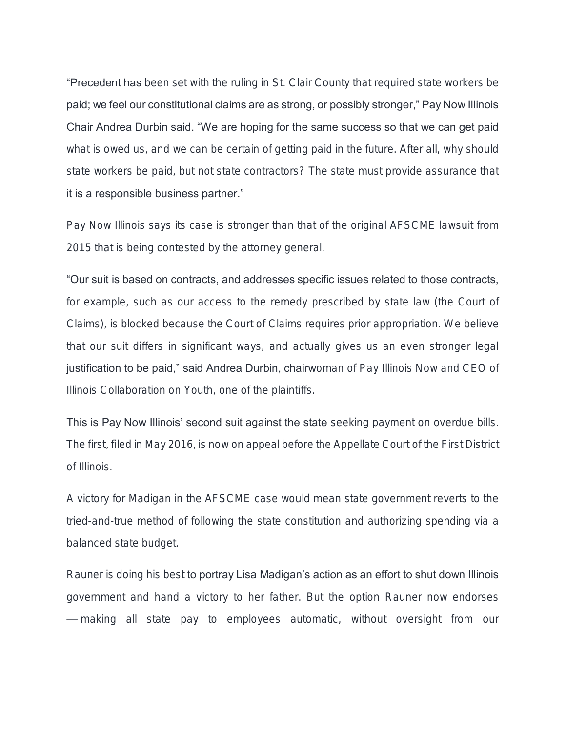"Precedent has been set with the ruling in St. Clair County that required state workers be paid; we feel our constitutional claims are as strong, or possibly stronger," Pay Now Illinois Chair Andrea Durbin said. "We are hoping for the same success so that we can get paid what is owed us, and we can be certain of getting paid in the future. After all, why should state workers be paid, but not state contractors? The state must provide assurance that it is a responsible business partner."

Pay Now Illinois says its case is stronger than that of the original AFSCME lawsuit from 2015 that is being contested by the attorney general.

"Our suit is based on contracts, and addresses specific issues related to those contracts, for example, such as our access to the remedy prescribed by state law (the Court of Claims), is blocked because the Court of Claims requires prior appropriation. We believe that our suit differs in significant ways, and actually gives us an even stronger legal justification to be paid," said Andrea Durbin, chairwoman of Pay Illinois Now and CEO of Illinois Collaboration on Youth, one of the plaintiffs.

This is Pay Now Illinois' second suit against the state seeking payment on overdue bills. The first, filed in May 2016, is now on appeal before the Appellate Court of the First District of Illinois.

A victory for Madigan in the AFSCME case would mean state government reverts to the tried-and-true method of following the state constitution and authorizing spending via a balanced state budget.

Rauner is doing his best to portray Lisa Madigan's action as an effort to shut down Illinois government and hand a victory to her father. But the option Rauner now endorses — making all state pay to employees automatic, without oversight from our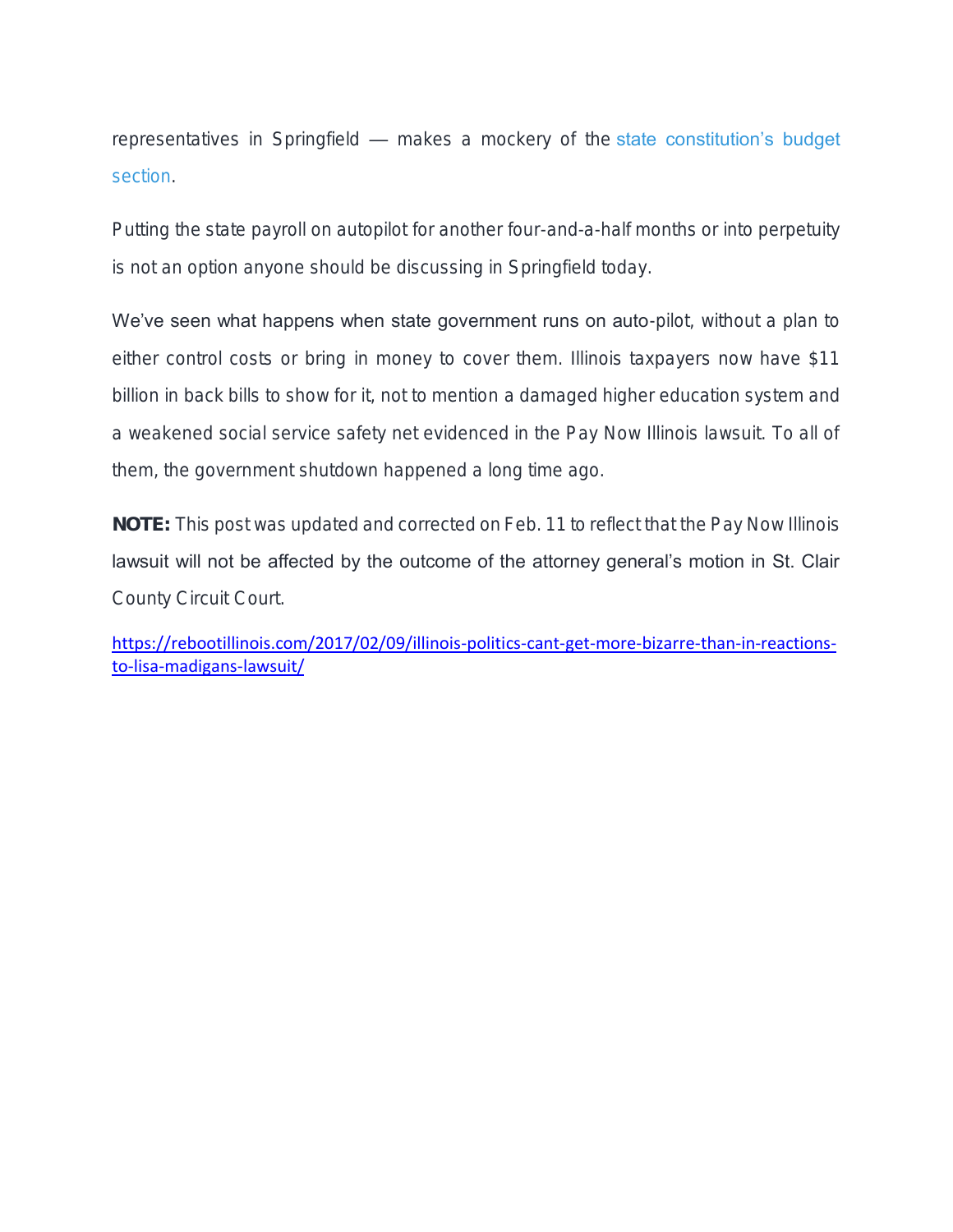representatives in Springfield — makes a mockery of the state constitution's budget section.

Putting the state payroll on autopilot for another four-and-a-half months or into perpetuity is not an option anyone should be discussing in Springfield today.

We've seen what happens when state government runs on auto-pilot, without a plan to either control costs or bring in money to cover them. Illinois taxpayers now have $11 billion in back bills to show for it, not to mention a damaged higher education system and a weakened social service safety net evidenced in the Pay Now Illinois lawsuit. To all of them, the government shutdown happened a long time ago.

**NOTE:** This post was updated and corrected on Feb. 11 to reflect that the Pay Now Illinois lawsuit will not be affected by the outcome of the attorney general's motion in St. Clair County Circuit Court.

https://rebootillinois.com/2017/02/09/illinois-politics-cant-get-more-bizarre-than-in-reactions-to-lisa-madigans-lawsuit/